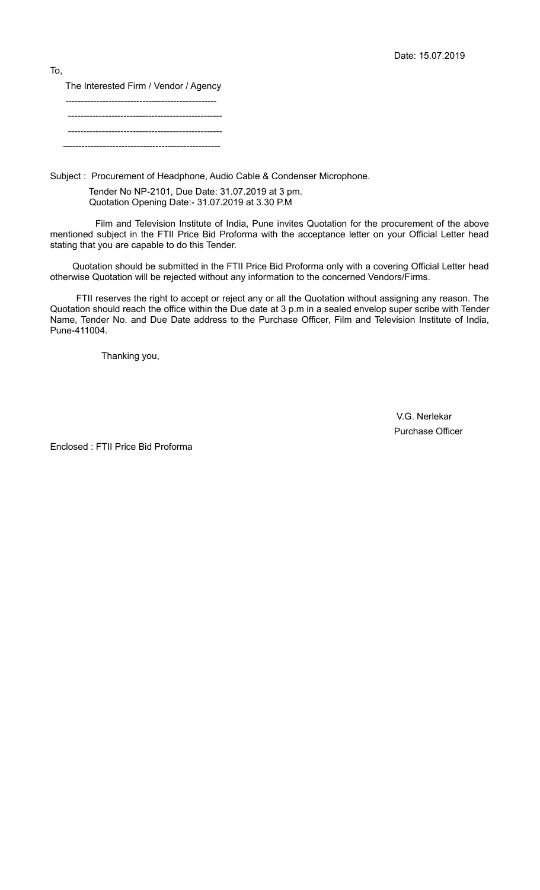Date: 15.07.2019

To,

The Interested Firm / Vendor / Agency

-------------------------------------------------

--------------------------------------------------

--------------------------------------------------

---------------------------------------------------

Subject : Procurement of Headphone, Audio Cable & Condenser Microphone.

Tender No NP-2101, Due Date: 31.07.2019 at 3 pm.
Quotation Opening Date:- 31.07.2019 at 3.30 P.M

Film and Television Institute of India, Pune invites Quotation for the procurement of the above mentioned subject in the FTII Price Bid Proforma with the acceptance letter on your Official Letter head stating that you are capable to do this Tender.

Quotation should be submitted in the FTII Price Bid Proforma only with a covering Official Letter head otherwise Quotation will be rejected without any information to the concerned Vendors/Firms.

FTII reserves the right to accept or reject any or all the Quotation without assigning any reason. The Quotation should reach the office within the Due date at 3 p.m in a sealed envelop super scribe with Tender Name, Tender No. and Due Date address to the Purchase Officer, Film and Television Institute of India, Pune-411004.

Thanking you,

V.G. Nerlekar
Purchase Officer

Enclosed : FTII Price Bid Proforma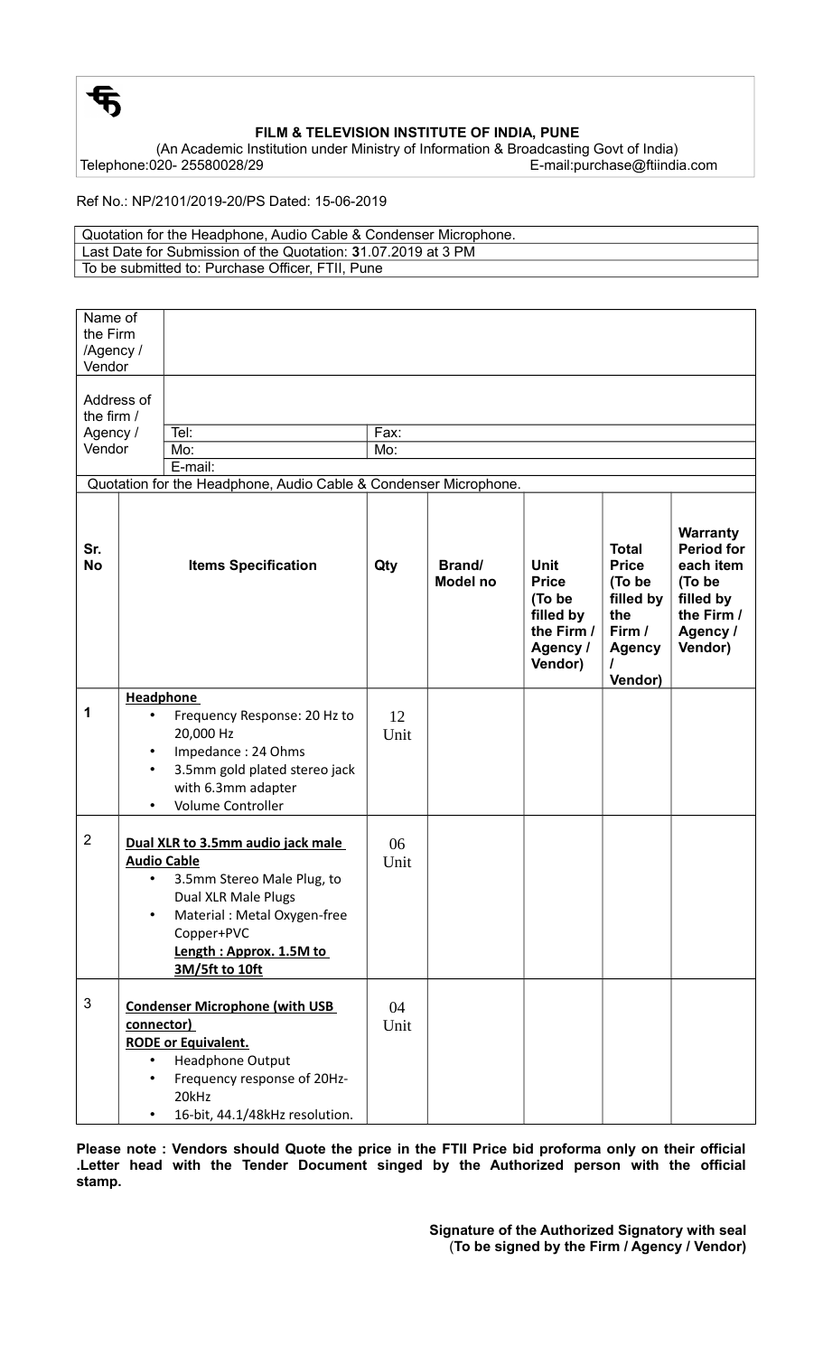**FILM & TELEVISION INSTITUTE OF INDIA, PUNE**

(An Academic Institution under Ministry of Information & Broadcasting Govt of India)

Telephone:020- 25580028/29 E-mail:purchase@ftiindia.com

Ref No.: NP/2101/2019-20/PS Dated: 15-06-2019

| Quotation for the Headphone, Audio Cable & Condenser Microphone. |
|---|
| Last Date for Submission of the Quotation: **3**1.07.2019 at 3 PM |
| To be submitted to: Purchase Officer, FTII, Pune |

| Name of the Firm /Agency / Vendor | | |
|---|---|---|
| Address of the firm / Agency / Vendor | | |
| | Tel: | Fax: |
| | Mo: | Mo: |
| | E-mail: | |

Quotation for the Headphone, Audio Cable & Condenser Microphone.

| Sr. No | Items Specification | Qty | Brand/ Model no | Unit Price (To be filled by the Firm / Agency / Vendor) | Total Price (To be filled by the Firm / Agency / Vendor) | Warranty Period for each item (To be filled by the Firm / Agency / Vendor) |
|---|---|---|---|---|---|---|
| 1 | **Headphone**<br>• Frequency Response: 20 Hz to 20,000 Hz<br>• Impedance : 24 Ohms<br>• 3.5mm gold plated stereo jack with 6.3mm adapter<br>• Volume Controller | 12 Unit | | | | |
| 2 | **Dual XLR to 3.5mm audio jack male Audio Cable**<br>• 3.5mm Stereo Male Plug, to Dual XLR Male Plugs<br>• Material : Metal Oxygen-free Copper+PVC<br>**Length : Approx. 1.5M to 3M/5ft to 10ft** | 06 Unit | | | | |
| 3 | **Condenser Microphone (with USB connector)**<br>**RODE or Equivalent.**<br>• Headphone Output<br>• Frequency response of 20Hz-20kHz<br>• 16-bit, 44.1/48kHz resolution. | 04 Unit | | | | |

**Please note : Vendors should Quote the price in the FTII Price bid proforma only on their official .Letter head with the Tender Document singed by the Authorized person with the official stamp.**

**Signature of the Authorized Signatory with seal**
**(To be signed by the Firm / Agency / Vendor)**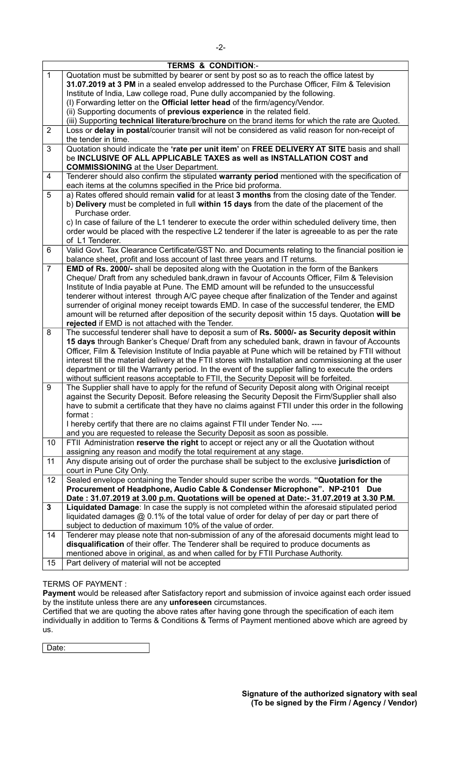| TERMS & CONDITION:- | |
|---|---|
| 1 | Quotation must be submitted by bearer or sent by post so as to reach the office latest by **31.07.2019 at 3 PM** in a sealed envelop addressed to the Purchase Officer, Film & Television Institute of India, Law college road, Pune dully accompanied by the following.<br>(I) Forwarding letter on the **Official letter head** of the firm/agency/Vendor.<br>(ii) Supporting documents of **previous experience** in the related field.<br>(iii) Supporting **technical literature**/**brochure** on the brand items for which the rate are Quoted. |
| 2 | Loss or **delay in postal**/courier transit will not be considered as valid reason for non-receipt of the tender in time. |
| 3 | Quotation should indicate the **'rate per unit item'** on **FREE DELIVERY AT SITE** basis and shall be **INCLUSIVE OF ALL APPLICABLE TAXES as well as INSTALLATION COST and COMMISSIONING** at the User Department. |
| 4 | Tenderer should also confirm the stipulated **warranty period** mentioned with the specification of each items at the columns specified in the Price bid proforma. |
| 5 | a) Rates offered should remain **valid** for at least **3 months** from the closing date of the Tender.<br>b) **Delivery** must be completed in full **within 15 days** from the date of the placement of the Purchase order.<br>c) In case of failure of the L1 tenderer to execute the order within scheduled delivery time, then order would be placed with the respective L2 tenderer if the later is agreeable to as per the rate of L1 Tenderer. |
| 6 | Valid Govt. Tax Clearance Certificate/GST No. and Documents relating to the financial position ie balance sheet, profit and loss account of last three years and IT returns. |
| 7 | **EMD of Rs. 2000/-** shall be deposited along with the Quotation in the form of the Bankers Cheque/ Draft from any scheduled bank,drawn in favour of Accounts Officer, Film & Television Institute of India payable at Pune. The EMD amount will be refunded to the unsuccessful tenderer without interest through A/C payee cheque after finalization of the Tender and against surrender of original money receipt towards EMD. In case of the successful tenderer, the EMD amount will be returned after deposition of the security deposit within 15 days. Quotation **will be rejected** if EMD is not attached with the Tender. |
| 8 | The successful tenderer shall have to deposit a sum of **Rs. 5000/- as Security deposit within 15 days** through Banker's Cheque/ Draft from any scheduled bank, drawn in favour of Accounts Officer, Film & Television Institute of India payable at Pune which will be retained by FTII without interest till the material delivery at the FTII stores with Installation and commissioning at the user department or till the Warranty period. In the event of the supplier falling to execute the orders without sufficient reasons acceptable to FTII, the Security Deposit will be forfeited. |
| 9 | The Supplier shall have to apply for the refund of Security Deposit along with Original receipt against the Security Deposit. Before releasing the Security Deposit the Firm/Supplier shall also have to submit a certificate that they have no claims against FTII under this order in the following format :<br>I hereby certify that there are no claims against FTII under Tender No. ----<br>and you are requested to release the Security Deposit as soon as possible. |
| 10 | FTII Administration **reserve the right** to accept or reject any or all the Quotation without assigning any reason and modify the total requirement at any stage. |
| 11 | Any dispute arising out of order the purchase shall be subject to the exclusive **jurisdiction** of court in Pune City Only. |
| 12 | Sealed envelope containing the Tender should super scribe the words. **"Quotation for the Procurement of Headphone, Audio Cable & Condenser Microphone". NP-2101 Due Date : 31.07.2019 at 3.00 p.m. Quotations will be opened at Date:- 31.07.2019 at 3.30 P.M.** |
| **3** | **Liquidated Damage**: In case the supply is not completed within the aforesaid stipulated period liquidated damages @ 0.1% of the total value of order for delay of per day or part there of subject to deduction of maximum 10% of the value of order. |
| 14 | Tenderer may please note that non-submission of any of the aforesaid documents might lead to **disqualification** of their offer. The Tenderer shall be required to produce documents as mentioned above in original, as and when called for by FTII Purchase Authority. |
| 15 | Part delivery of material will not be accepted |

TERMS OF PAYMENT :

**Payment** would be released after Satisfactory report and submission of invoice against each order issued by the institute unless there are any **unforeseen** circumstances.

Certified that we are quoting the above rates after having gone through the specification of each item individually in addition to Terms & Conditions & Terms of Payment mentioned above which are agreed by us.

Date:

**Signature of the authorized signatory with seal**
**(To be signed by the Firm / Agency / Vendor)**